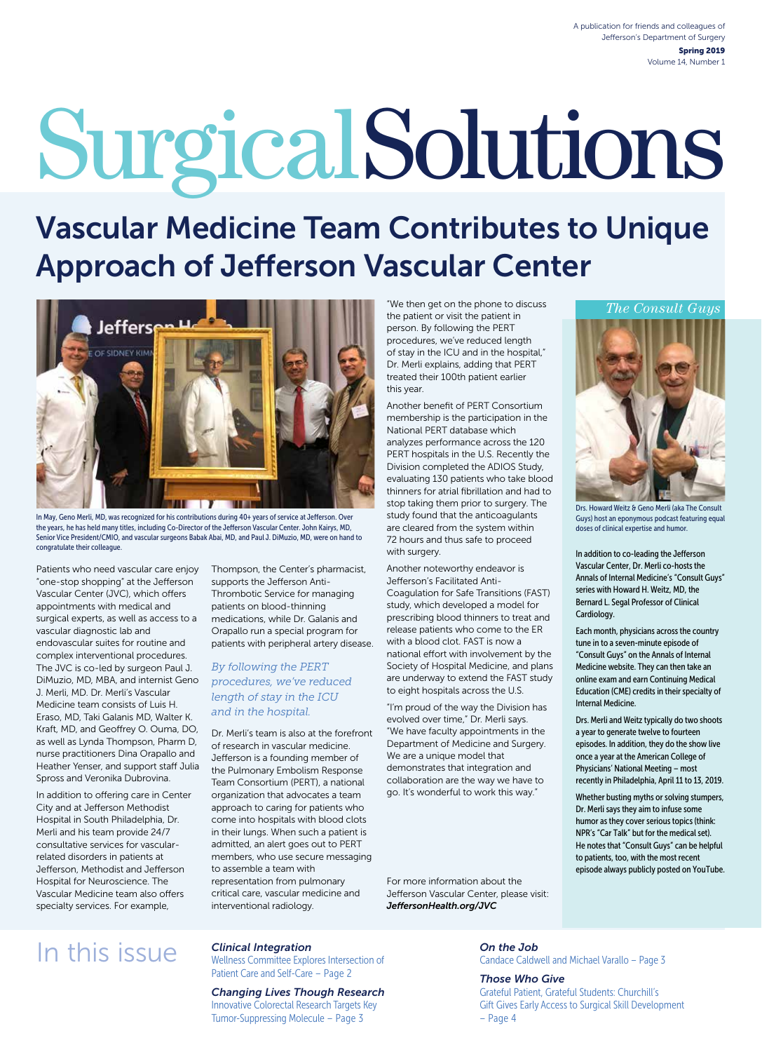A publication for friends and colleagues of Jefferson's Department of Surgery

**Spring 2019**

Volume 14, Number 1

# Surgical Solutions

## Vascular Medicine Team Contributes to Unique Approach of Jefferson Vascular Center

In May, Geno Merli, MD, was recognized for his contributions during 40+ years of service at Jefferson. Over the years, he has held many titles, including Co-Director of the Jefferson Vascular Center. John Kairys, MD, Senior Vice President/CMIO, and vascular surgeons Babak Abai, MD, and Paul J. DiMuzio, MD, were on hand to congratulate their colleague.

Patients who need vascular care enjoy "one-stop shopping" at the Jefferson Vascular Center (JVC), which offers appointments with medical and surgical experts, as well as access to a vascular diagnostic lab and endovascular suites for routine and complex interventional procedures. The JVC is co-led by surgeon Paul J. DiMuzio, MD, MBA, and internist Geno J. Merli, MD. Dr. Merli's Vascular Medicine team consists of Luis H. Eraso, MD, Taki Galanis MD, Walter K. Kraft, MD, and Geoffrey O. Ouma, DO, as well as Lynda Thompson, Pharm D, nurse practitioners Dina Orapallo and Heather Yenser, and support staff Julia Spross and Veronika Dubrovina.

In addition to offering care in Center City and at Jefferson Methodist Hospital in South Philadelphia, Dr. Merli and his team provide 24/7 consultative services for vascular-related disorders in patients at Jefferson, Methodist and Jefferson Hospital for Neuroscience. The Vascular Medicine team also offers specialty services. For example, Thompson, the Center's pharmacist, supports the Jefferson Anti-Thrombotic Service for managing patients on blood-thinning medications, while Dr. Galanis and Orapallo run a special program for patients with peripheral artery disease.

*By following the PERT procedures, we've reduced length of stay in the ICU and in the hospital.*

Dr. Merli's team is also at the forefront of research in vascular medicine. Jefferson is a founding member of the Pulmonary Embolism Response Team Consortium (PERT), a national organization that advocates a team approach to caring for patients who come into hospitals with blood clots in their lungs. When such a patient is admitted, an alert goes out to PERT members, who use secure messaging to assemble a team with representation from pulmonary critical care, vascular medicine and interventional radiology.

"We then get on the phone to discuss the patient or visit the patient in person. By following the PERT procedures, we've reduced length of stay in the ICU and in the hospital," Dr. Merli explains, adding that PERT treated their 100th patient earlier this year.

Another benefit of PERT Consortium membership is the participation in the National PERT database which analyzes performance across the 120 PERT hospitals in the U.S. Recently the Division completed the ADIOS Study, evaluating 130 patients who take blood thinners for atrial fibrillation and had to stop taking them prior to surgery. The study found that the anticoagulants are cleared from the system within 72 hours and thus safe to proceed with surgery.

Another noteworthy endeavor is Jefferson's Facilitated Anti-Coagulation for Safe Transitions (FAST) study, which developed a model for prescribing blood thinners to treat and release patients who come to the ER with a blood clot. FAST is now a national effort with involvement by the Society of Hospital Medicine, and plans are underway to extend the FAST study to eight hospitals across the U.S.

"I'm proud of the way the Division has evolved over time," Dr. Merli says. "We have faculty appointments in the Department of Medicine and Surgery. We are a unique model that demonstrates that integration and collaboration are the way we have to go. It's wonderful to work this way."

For more information about the Jefferson Vascular Center, please visit: ***JeffersonHealth.org/JVC***

### *The Consult Guys*

Drs. Howard Weitz & Geno Merli (aka The Consult Guys) host an eponymous podcast featuring equal doses of clinical expertise and humor.

In addition to co-leading the Jefferson Vascular Center, Dr. Merli co-hosts the Annals of Internal Medicine's "Consult Guys" series with Howard H. Weitz, MD, the Bernard L. Segal Professor of Clinical Cardiology.

Each month, physicians across the country tune in to a seven-minute episode of "Consult Guys" on the Annals of Internal Medicine website. They can then take an online exam and earn Continuing Medical Education (CME) credits in their specialty of Internal Medicine.

Drs. Merli and Weitz typically do two shoots a year to generate twelve to fourteen episodes. In addition, they do the show live once a year at the American College of Physicians' National Meeting – most recently in Philadelphia, April 11 to 13, 2019.

Whether busting myths or solving stumpers, Dr. Merli says they aim to infuse some humor as they cover serious topics (think: NPR's "Car Talk" but for the medical set). He notes that "Consult Guys" can be helpful to patients, too, with the most recent episode always publicly posted on YouTube.

## In this issue

***Clinical Integration***
Wellness Committee Explores Intersection of Patient Care and Self-Care – Page 2

***Changing Lives Though Research***
Innovative Colorectal Research Targets Key Tumor-Suppressing Molecule – Page 3

***On the Job***
Candace Caldwell and Michael Varallo – Page 3

***Those Who Give***
Grateful Patient, Grateful Students: Churchill's Gift Gives Early Access to Surgical Skill Development – Page 4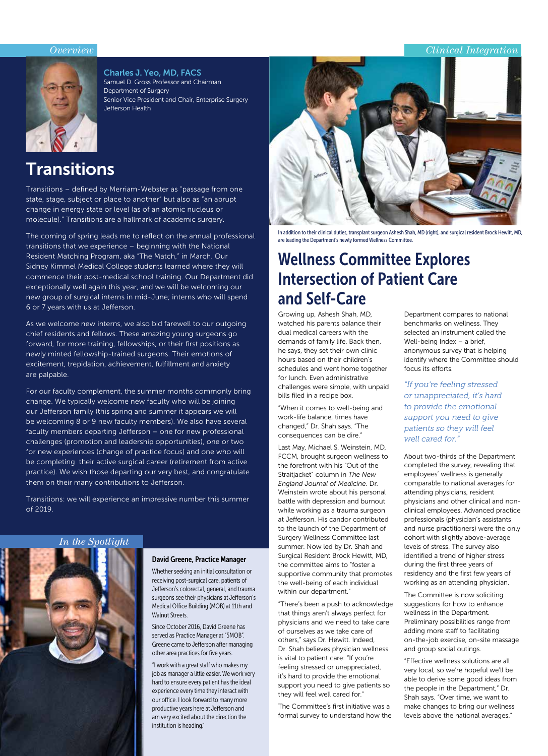*Overview*

**Charles J. Yeo, MD, FACS**
Samuel D. Gross Professor and Chairman
Department of Surgery
Senior Vice President and Chair, Enterprise Surgery
Jefferson Health

# Transitions

Transitions – defined by Merriam-Webster as "passage from one state, stage, subject or place to another" but also as "an abrupt change in energy state or level (as of an atomic nucleus or molecule)." Transitions are a hallmark of academic surgery.

The coming of spring leads me to reflect on the annual professional transitions that we experience – beginning with the National Resident Matching Program, aka "The Match," in March. Our Sidney Kimmel Medical College students learned where they will commence their post-medical school training. Our Department did exceptionally well again this year, and we will be welcoming our new group of surgical interns in mid-June; interns who will spend 6 or 7 years with us at Jefferson.

As we welcome new interns, we also bid farewell to our outgoing chief residents and fellows. These amazing young surgeons go forward, for more training, fellowships, or their first positions as newly minted fellowship-trained surgeons. Their emotions of excitement, trepidation, achievement, fulfillment and anxiety are palpable.

For our faculty complement, the summer months commonly bring change. We typically welcome new faculty who will be joining our Jefferson family (this spring and summer it appears we will be welcoming 8 or 9 new faculty members). We also have several faculty members departing Jefferson – one for new professional challenges (promotion and leadership opportunities), one or two for new experiences (change of practice focus) and one who will be completing their active surgical career (retirement from active practice). We wish those departing our very best, and congratulate them on their many contributions to Jefferson.

Transitions: we will experience an impressive number this summer of 2019.

*In the Spotlight*

**David Greene, Practice Manager**

Whether seeking an initial consultation or receiving post-surgical care, patients of Jefferson's colorectal, general, and trauma surgeons see their physicians at Jefferson's Medical Office Building (MOB) at 11th and Walnut Streets.

Since October 2016, David Greene has served as Practice Manager at "5MOB". Greene came to Jefferson after managing other area practices for five years.

"I work with a great staff who makes my job as manager a little easier. We work very hard to ensure every patient has the ideal experience every time they interact with our office. I look forward to many more productive years here at Jefferson and am very excited about the direction the institution is heading."

*Clinical Integration*

In addition to their clinical duties, transplant surgeon Ashesh Shah, MD (right), and surgical resident Brock Hewitt, MD, are leading the Department's newly formed Wellness Committee.

# Wellness Committee Explores Intersection of Patient Care and Self-Care

Growing up, Ashesh Shah, MD, watched his parents balance their dual medical careers with the demands of family life. Back then, he says, they set their own clinic hours based on their children's schedules and went home together for lunch. Even administrative challenges were simple, with unpaid bills filed in a recipe box.

"When it comes to well-being and work-life balance, times have changed," Dr. Shah says. "The consequences can be dire."

Last May, Michael S. Weinstein, MD, FCCM, brought surgeon wellness to the forefront with his "Out of the Straitjacket" column in *The New England Journal of Medicine.* Dr. Weinstein wrote about his personal battle with depression and burnout while working as a trauma surgeon at Jefferson. His candor contributed to the launch of the Department of Surgery Wellness Committee last summer. Now led by Dr. Shah and Surgical Resident Brock Hewitt, MD, the committee aims to "foster a supportive community that promotes the well-being of each individual within our department."

"There's been a push to acknowledge that things aren't always perfect for physicians and we need to take care of ourselves as we take care of others," says Dr. Hewitt. Indeed, Dr. Shah believes physician wellness is vital to patient care: "If you're feeling stressed or unappreciated, it's hard to provide the emotional support you need to give patients so they will feel well cared for."

The Committee's first initiative was a formal survey to understand how the Department compares to national benchmarks on wellness. They selected an instrument called the Well-being Index – a brief, anonymous survey that is helping identify where the Committee should focus its efforts.

*"If you're feeling stressed or unappreciated, it's hard to provide the emotional support you need to give patients so they will feel well cared for."*

About two-thirds of the Department completed the survey, revealing that employees' wellness is generally comparable to national averages for attending physicians, resident physicians and other clinical and non-clinical employees. Advanced practice professionals (physician's assistants and nurse practitioners) were the only cohort with slightly above-average levels of stress. The survey also identified a trend of higher stress during the first three years of residency and the first few years of working as an attending physician.

The Committee is now soliciting suggestions for how to enhance wellness in the Department. Preliminary possibilities range from adding more staff to facilitating on-the-job exercise, on-site massage and group social outings.

"Effective wellness solutions are all very local, so we're hopeful we'll be able to derive some good ideas from the people in the Department," Dr. Shah says. "Over time, we want to make changes to bring our wellness levels above the national averages."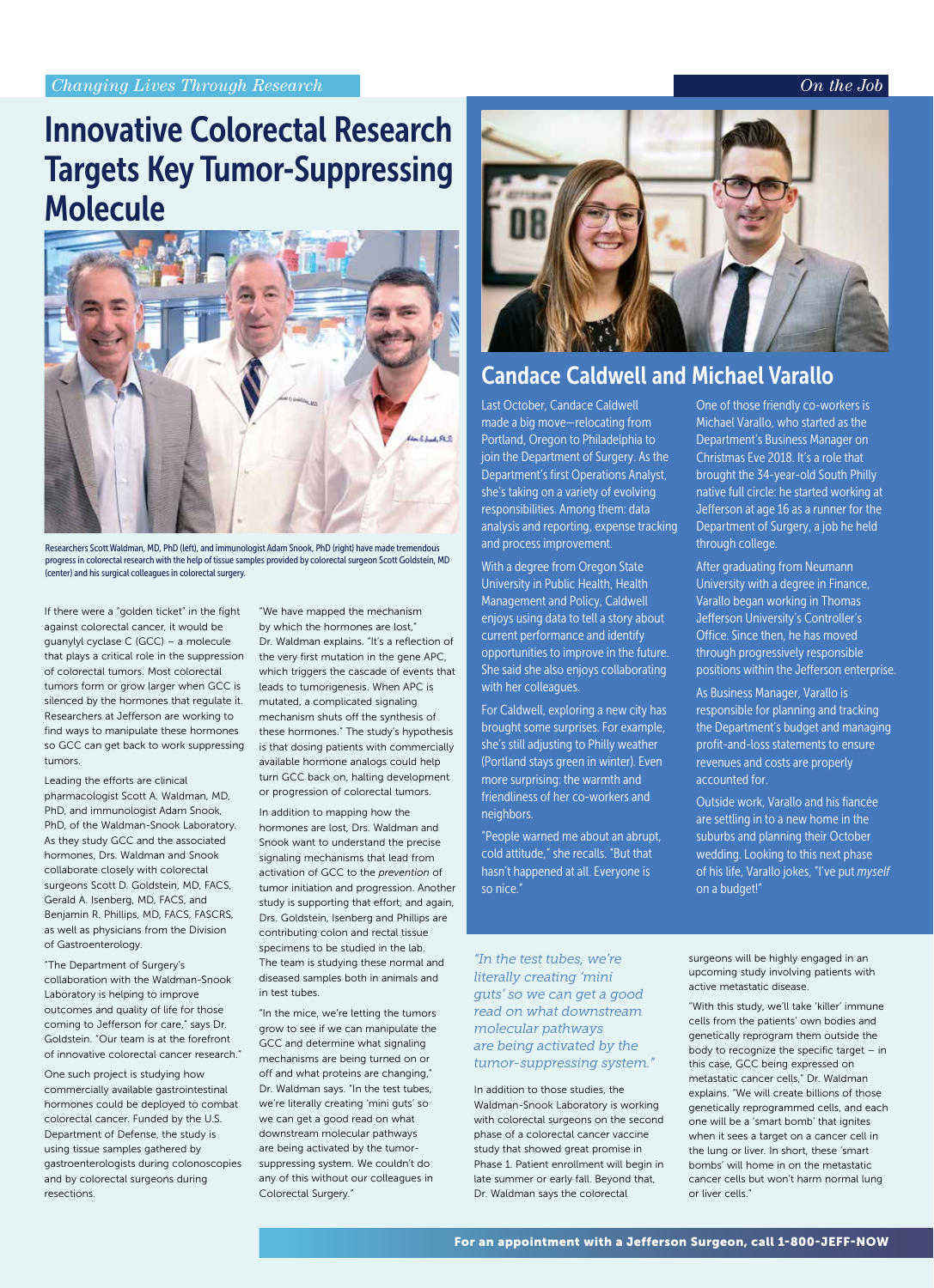*Changing Lives Through Research*

# Innovative Colorectal Research Targets Key Tumor-Suppressing Molecule

Researchers Scott Waldman, MD, PhD (left), and immunologist Adam Snook, PhD (right) have made tremendous progress in colorectal research with the help of tissue samples provided by colorectal surgeon Scott Goldstein, MD (center) and his surgical colleagues in colorectal surgery.

If there were a "golden ticket" in the fight against colorectal cancer, it would be guanylyl cyclase C (GCC) – a molecule that plays a critical role in the suppression of colorectal tumors. Most colorectal tumors form or grow larger when GCC is silenced by the hormones that regulate it. Researchers at Jefferson are working to find ways to manipulate these hormones so GCC can get back to work suppressing tumors.

Leading the efforts are clinical pharmacologist Scott A. Waldman, MD, PhD, and immunologist Adam Snook, PhD, of the Waldman-Snook Laboratory. As they study GCC and the associated hormones, Drs. Waldman and Snook collaborate closely with colorectal surgeons Scott D. Goldstein, MD, FACS, Gerald A. Isenberg, MD, FACS, and Benjamin R. Phillips, MD, FACS, FASCRS, as well as physicians from the Division of Gastroenterology.

"The Department of Surgery's collaboration with the Waldman-Snook Laboratory is helping to improve outcomes and quality of life for those coming to Jefferson for care," says Dr. Goldstein. "Our team is at the forefront of innovative colorectal cancer research."

One such project is studying how commercially available gastrointestinal hormones could be deployed to combat colorectal cancer. Funded by the U.S. Department of Defense, the study is using tissue samples gathered by gastroenterologists during colonoscopies and by colorectal surgeons during resections.

"We have mapped the mechanism by which the hormones are lost," Dr. Waldman explains. "It's a reflection of the very first mutation in the gene APC, which triggers the cascade of events that leads to tumorigenesis. When APC is mutated, a complicated signaling mechanism shuts off the synthesis of these hormones." The study's hypothesis is that dosing patients with commercially available hormone analogs could help turn GCC back on, halting development or progression of colorectal tumors.

In addition to mapping how the hormones are lost, Drs. Waldman and Snook want to understand the precise signaling mechanisms that lead from activation of GCC to the *prevention* of tumor initiation and progression. Another study is supporting that effort, and again, Drs. Goldstein, Isenberg and Phillips are contributing colon and rectal tissue specimens to be studied in the lab. The team is studying these normal and diseased samples both in animals and in test tubes.

"In the mice, we're letting the tumors grow to see if we can manipulate the GCC and determine what signaling mechanisms are being turned on or off and what proteins are changing," Dr. Waldman says. "In the test tubes, we're literally creating 'mini guts' so we can get a good read on what downstream molecular pathways are being activated by the tumor-suppressing system. We couldn't do any of this without our colleagues in Colorectal Surgery."

*"In the test tubes, we're literally creating 'mini guts' so we can get a good read on what downstream molecular pathways are being activated by the tumor-suppressing system."*

In addition to those studies, the Waldman-Snook Laboratory is working with colorectal surgeons on the second phase of a colorectal cancer vaccine study that showed great promise in Phase 1. Patient enrollment will begin in late summer or early fall. Beyond that, Dr. Waldman says the colorectal surgeons will be highly engaged in an upcoming study involving patients with active metastatic disease.

"With this study, we'll take 'killer' immune cells from the patients' own bodies and genetically reprogram them outside the body to recognize the specific target – in this case, GCC being expressed on metastatic cancer cells," Dr. Waldman explains. "We will create billions of those genetically reprogrammed cells, and each one will be a 'smart bomb' that ignites when it sees a target on a cancer cell in the lung or liver. In short, these 'smart bombs' will home in on the metastatic cancer cells but won't harm normal lung or liver cells."

*On the Job*

## Candace Caldwell and Michael Varallo

Last October, Candace Caldwell made a big move—relocating from Portland, Oregon to Philadelphia to join the Department of Surgery. As the Department's first Operations Analyst, she's taking on a variety of evolving responsibilities. Among them: data analysis and reporting, expense tracking and process improvement.

With a degree from Oregon State University in Public Health, Health Management and Policy, Caldwell enjoys using data to tell a story about current performance and identify opportunities to improve in the future. She said she also enjoys collaborating with her colleagues.

For Caldwell, exploring a new city has brought some surprises. For example, she's still adjusting to Philly weather (Portland stays green in winter). Even more surprising: the warmth and friendliness of her co-workers and neighbors.

"People warned me about an abrupt, cold attitude," she recalls. "But that hasn't happened at all. Everyone is so nice."

One of those friendly co-workers is Michael Varallo, who started as the Department's Business Manager on Christmas Eve 2018. It's a role that brought the 34-year-old South Philly native full circle: he started working at Jefferson at age 16 as a runner for the Department of Surgery, a job he held through college.

After graduating from Neumann University with a degree in Finance, Varallo began working in Thomas Jefferson University's Controller's Office. Since then, he has moved through progressively responsible positions within the Jefferson enterprise.

As Business Manager, Varallo is responsible for planning and tracking the Department's budget and managing profit-and-loss statements to ensure revenues and costs are properly accounted for.

Outside work, Varallo and his fiancée are settling in to a new home in the suburbs and planning their October wedding. Looking to this next phase of his life, Varallo jokes, "I've put *myself* on a budget!"

**For an appointment with a Jefferson Surgeon, call 1-800-JEFF-NOW**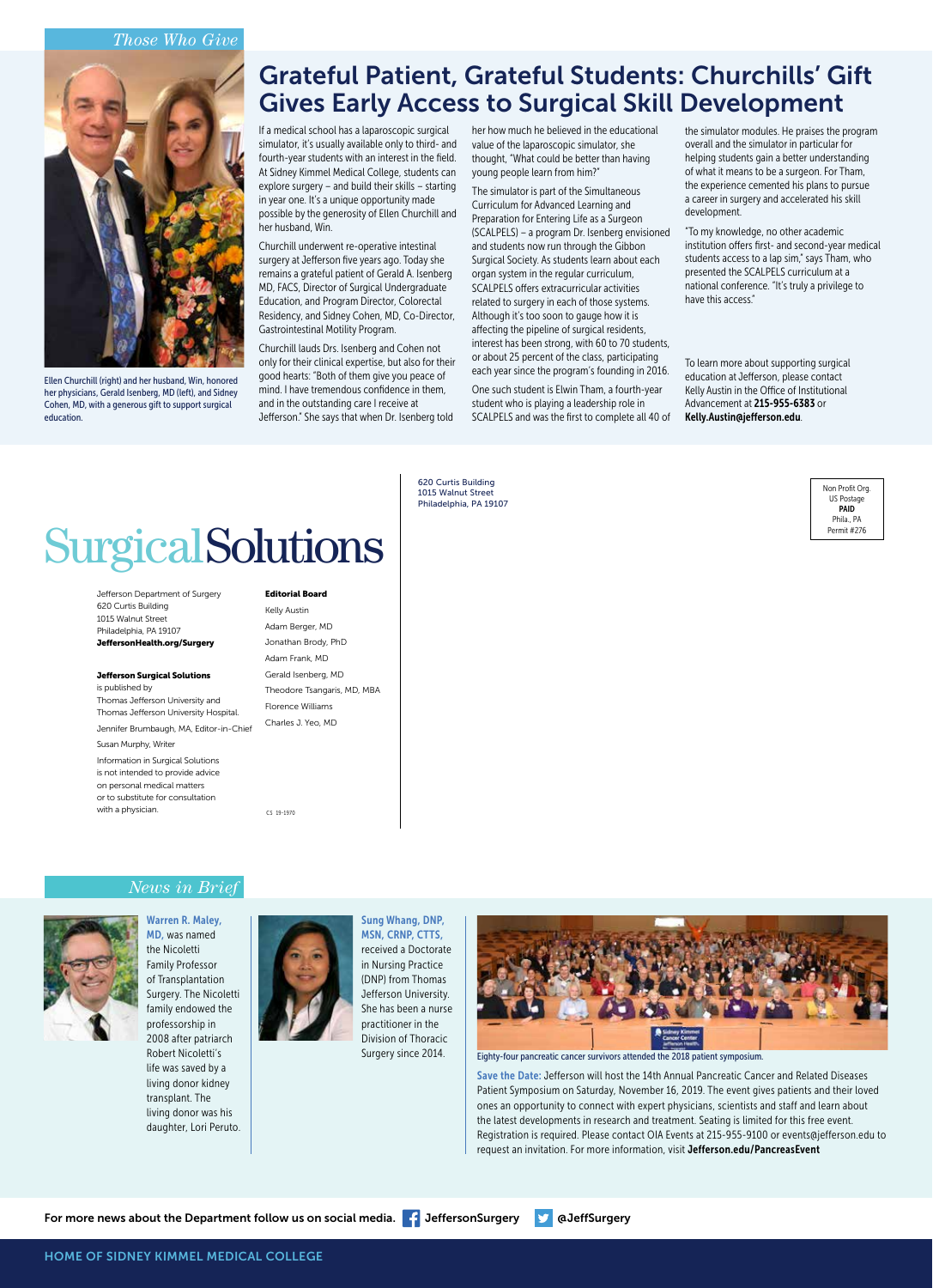*Those Who Give*

# Grateful Patient, Grateful Students: Churchills' Gift Gives Early Access to Surgical Skill Development

Ellen Churchill (right) and her husband, Win, honored her physicians, Gerald Isenberg, MD (left), and Sidney Cohen, MD, with a generous gift to support surgical education.

If a medical school has a laparoscopic surgical simulator, it's usually available only to third- and fourth-year students with an interest in the field. At Sidney Kimmel Medical College, students can explore surgery – and build their skills – starting in year one. It's a unique opportunity made possible by the generosity of Ellen Churchill and her husband, Win.

Churchill underwent re-operative intestinal surgery at Jefferson five years ago. Today she remains a grateful patient of Gerald A. Isenberg MD, FACS, Director of Surgical Undergraduate Education, and Program Director, Colorectal Residency, and Sidney Cohen, MD, Co-Director, Gastrointestinal Motility Program.

Churchill lauds Drs. Isenberg and Cohen not only for their clinical expertise, but also for their good hearts: "Both of them give you peace of mind. I have tremendous confidence in them, and in the outstanding care I receive at Jefferson." She says that when Dr. Isenberg told her how much he believed in the educational value of the laparoscopic simulator, she thought, "What could be better than having young people learn from him?"

The simulator is part of the Simultaneous Curriculum for Advanced Learning and Preparation for Entering Life as a Surgeon (SCALPELS) – a program Dr. Isenberg envisioned and students now run through the Gibbon Surgical Society. As students learn about each organ system in the regular curriculum, SCALPELS offers extracurricular activities related to surgery in each of those systems. Although it's too soon to gauge how it is affecting the pipeline of surgical residents, interest has been strong, with 60 to 70 students, or about 25 percent of the class, participating each year since the program's founding in 2016.

One such student is Elwin Tham, a fourth-year student who is playing a leadership role in SCALPELS and was the first to complete all 40 of the simulator modules. He praises the program overall and the simulator in particular for helping students gain a better understanding of what it means to be a surgeon. For Tham, the experience cemented his plans to pursue a career in surgery and accelerated his skill development.

"To my knowledge, no other academic institution offers first- and second-year medical students access to a lap sim," says Tham, who presented the SCALPELS curriculum at a national conference. "It's truly a privilege to have this access."

To learn more about supporting surgical education at Jefferson, please contact Kelly Austin in the Office of Institutional Advancement at **215-955-6383** or **Kelly.Austin@jefferson.edu**.

---

# SurgicalSolutions

Jefferson Department of Surgery
620 Curtis Building
1015 Walnut Street
Philadelphia, PA 19107
**JeffersonHealth.org/Surgery**

**Jefferson Surgical Solutions** is published by Thomas Jefferson University and Thomas Jefferson University Hospital.

Jennifer Brumbaugh, MA, Editor-in-Chief

Susan Murphy, Writer

Information in Surgical Solutions is not intended to provide advice on personal medical matters or to substitute for consultation with a physician.

**Editorial Board**

Kelly Austin
Adam Berger, MD
Jonathan Brody, PhD
Adam Frank, MD
Gerald Isenberg, MD
Theodore Tsangaris, MD, MBA
Florence Williams
Charles J. Yeo, MD

CS 19-1970

620 Curtis Building
1015 Walnut Street
Philadelphia, PA 19107

Non Profit Org.
US Postage
**PAID**
Phila., PA
Permit #276

---

*News in Brief*

**Warren R. Maley, MD,** was named the Nicoletti Family Professor of Transplantation Surgery. The Nicoletti family endowed the professorship in 2008 after patriarch Robert Nicoletti's life was saved by a living donor kidney transplant. The living donor was his daughter, Lori Peruto.

**Sung Whang, DNP, MSN, CRNP, CTTS,** received a Doctorate in Nursing Practice (DNP) from Thomas Jefferson University. She has been a nurse practitioner in the Division of Thoracic Surgery since 2014.

Eighty-four pancreatic cancer survivors attended the 2018 patient symposium.

**Save the Date:** Jefferson will host the 14th Annual Pancreatic Cancer and Related Diseases Patient Symposium on Saturday, November 16, 2019. The event gives patients and their loved ones an opportunity to connect with expert physicians, scientists and staff and learn about the latest developments in research and treatment. Seating is limited for this free event. Registration is required. Please contact OIA Events at 215-955-9100 or events@jefferson.edu to request an invitation. For more information, visit **Jefferson.edu/PancreasEvent**

**For more news about the Department follow us on social media.** JeffersonSurgery @JeffSurgery

HOME OF SIDNEY KIMMEL MEDICAL COLLEGE